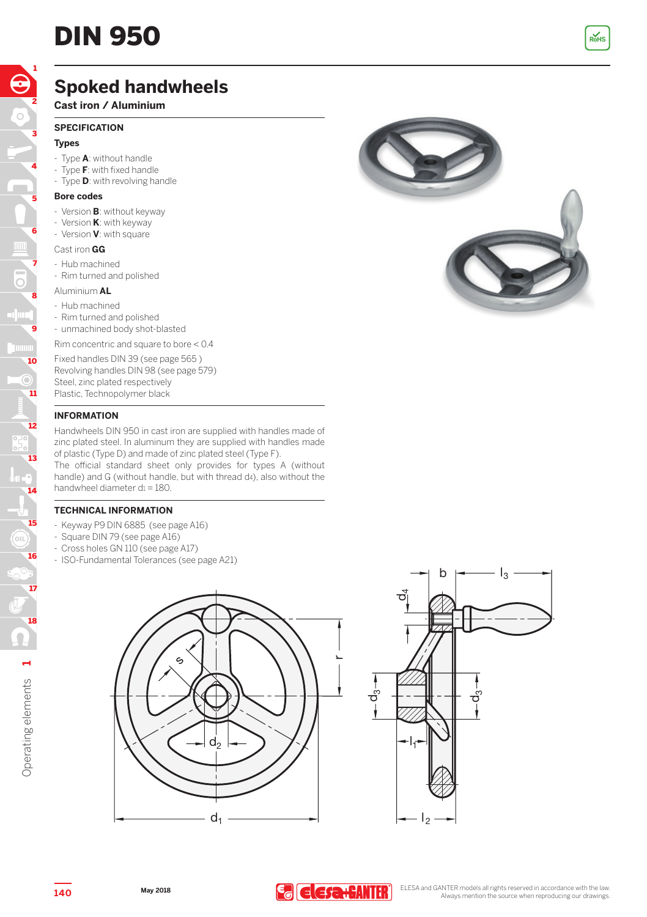# DIN 950

## Spoked handwheels

**Cast iron / Aluminium**

### SPECIFICATION

**Types**

- Type **A**: without handle
- Type **F**: with fixed handle
- Type **D**: with revolving handle

**Bore codes**

- Version **B**: without keyway
- Version **K**: with keyway
- Version **V**: with square

Cast iron **GG**

- Hub machined
- Rim turned and polished

Aluminium **AL**

- Hub machined
- Rim turned and polished
- unmachined body shot-blasted

Rim concentric and square to bore < 0.4

Fixed handles DIN 39 (see page 565 )
Revolving handles DIN 98 (see page 579)
Steel, zinc plated respectively
Plastic, Technopolymer black

### INFORMATION

Handwheels DIN 950 in cast iron are supplied with handles made of zinc plated steel. In aluminum they are supplied with handles made of plastic (Type D) and made of zinc plated steel (Type F).
The official standard sheet only provides for types A (without handle) and G (without handle, but with thread $d_4$), also without the handwheel diameter $d_1$ = 180.

### TECHNICAL INFORMATION

- Keyway P9 DIN 6885 (see page A16)
- Square DIN 79 (see page A16)
- Cross holes GN 110 (see page A17)
- ISO-Fundamental Tolerances (see page A21)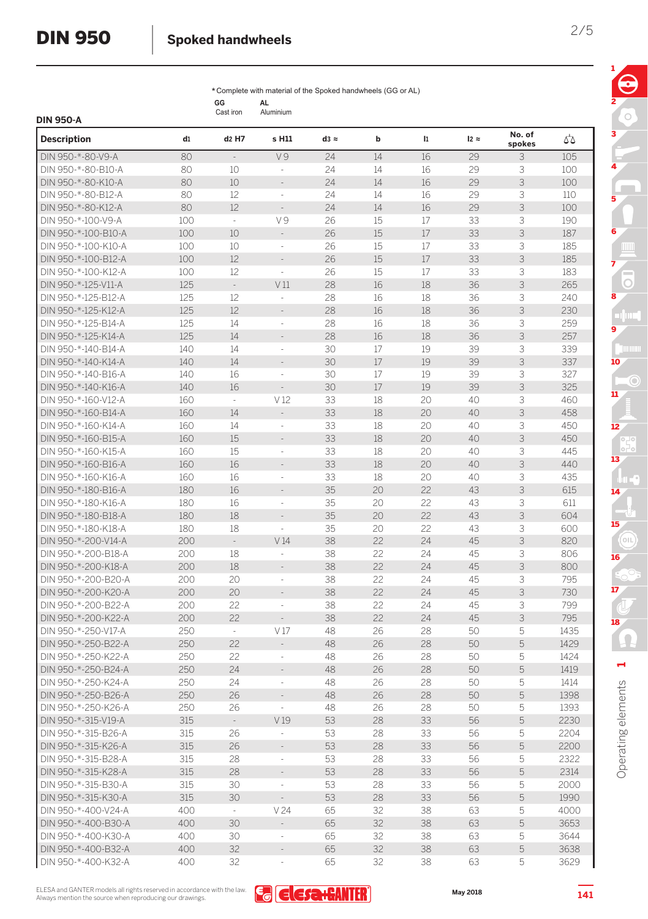# DIN 950

## Spoked handwheels

*Complete with material of the Spoked handwheels (GG or AL)

**GG** Cast iron **AL** Aluminium

### DIN 950-A

| Description | d1 | d2 H7 | s H11 | d3 ≈ | b | l1 | l2 ≈ | No. of spokes | ⚖ |
|---|---|---|---|---|---|---|---|---|---|
| DIN 950-*-80-V9-A | 80 | - | V 9 | 24 | 14 | 16 | 29 | 3 | 105 |
| DIN 950-*-80-B10-A | 80 | 10 | - | 24 | 14 | 16 | 29 | 3 | 100 |
| DIN 950-*-80-K10-A | 80 | 10 | - | 24 | 14 | 16 | 29 | 3 | 100 |
| DIN 950-*-80-B12-A | 80 | 12 | - | 24 | 14 | 16 | 29 | 3 | 110 |
| DIN 950-*-80-K12-A | 80 | 12 | - | 24 | 14 | 16 | 29 | 3 | 100 |
| DIN 950-*-100-V9-A | 100 | - | V 9 | 26 | 15 | 17 | 33 | 3 | 190 |
| DIN 950-*-100-B10-A | 100 | 10 | - | 26 | 15 | 17 | 33 | 3 | 187 |
| DIN 950-*-100-K10-A | 100 | 10 | - | 26 | 15 | 17 | 33 | 3 | 185 |
| DIN 950-*-100-B12-A | 100 | 12 | - | 26 | 15 | 17 | 33 | 3 | 185 |
| DIN 950-*-100-K12-A | 100 | 12 | - | 26 | 15 | 17 | 33 | 3 | 183 |
| DIN 950-*-125-V11-A | 125 | - | V 11 | 28 | 16 | 18 | 36 | 3 | 265 |
| DIN 950-*-125-B12-A | 125 | 12 | - | 28 | 16 | 18 | 36 | 3 | 240 |
| DIN 950-*-125-K12-A | 125 | 12 | - | 28 | 16 | 18 | 36 | 3 | 230 |
| DIN 950-*-125-B14-A | 125 | 14 | - | 28 | 16 | 18 | 36 | 3 | 259 |
| DIN 950-*-125-K14-A | 125 | 14 | - | 28 | 16 | 18 | 36 | 3 | 257 |
| DIN 950-*-140-B14-A | 140 | 14 | - | 30 | 17 | 19 | 39 | 3 | 339 |
| DIN 950-*-140-K14-A | 140 | 14 | - | 30 | 17 | 19 | 39 | 3 | 337 |
| DIN 950-*-140-B16-A | 140 | 16 | - | 30 | 17 | 19 | 39 | 3 | 327 |
| DIN 950-*-140-K16-A | 140 | 16 | - | 30 | 17 | 19 | 39 | 3 | 325 |
| DIN 950-*-160-V12-A | 160 | - | V 12 | 33 | 18 | 20 | 40 | 3 | 460 |
| DIN 950-*-160-B14-A | 160 | 14 | - | 33 | 18 | 20 | 40 | 3 | 458 |
| DIN 950-*-160-K14-A | 160 | 14 | - | 33 | 18 | 20 | 40 | 3 | 450 |
| DIN 950-*-160-B15-A | 160 | 15 | - | 33 | 18 | 20 | 40 | 3 | 450 |
| DIN 950-*-160-K15-A | 160 | 15 | - | 33 | 18 | 20 | 40 | 3 | 445 |
| DIN 950-*-160-B16-A | 160 | 16 | - | 33 | 18 | 20 | 40 | 3 | 440 |
| DIN 950-*-160-K16-A | 160 | 16 | - | 33 | 18 | 20 | 40 | 3 | 435 |
| DIN 950-*-180-B16-A | 180 | 16 | - | 35 | 20 | 22 | 43 | 3 | 615 |
| DIN 950-*-180-K16-A | 180 | 16 | - | 35 | 20 | 22 | 43 | 3 | 611 |
| DIN 950-*-180-B18-A | 180 | 18 | - | 35 | 20 | 22 | 43 | 3 | 604 |
| DIN 950-*-180-K18-A | 180 | 18 | - | 35 | 20 | 22 | 43 | 3 | 600 |
| DIN 950-*-200-V14-A | 200 | - | V 14 | 38 | 22 | 24 | 45 | 3 | 820 |
| DIN 950-*-200-B18-A | 200 | 18 | - | 38 | 22 | 24 | 45 | 3 | 806 |
| DIN 950-*-200-K18-A | 200 | 18 | - | 38 | 22 | 24 | 45 | 3 | 800 |
| DIN 950-*-200-B20-A | 200 | 20 | - | 38 | 22 | 24 | 45 | 3 | 795 |
| DIN 950-*-200-K20-A | 200 | 20 | - | 38 | 22 | 24 | 45 | 3 | 730 |
| DIN 950-*-200-B22-A | 200 | 22 | - | 38 | 22 | 24 | 45 | 3 | 799 |
| DIN 950-*-200-K22-A | 200 | 22 | - | 38 | 22 | 24 | 45 | 3 | 795 |
| DIN 950-*-250-V17-A | 250 | - | V 17 | 48 | 26 | 28 | 50 | 5 | 1435 |
| DIN 950-*-250-B22-A | 250 | 22 | - | 48 | 26 | 28 | 50 | 5 | 1429 |
| DIN 950-*-250-K22-A | 250 | 22 | - | 48 | 26 | 28 | 50 | 5 | 1424 |
| DIN 950-*-250-B24-A | 250 | 24 | - | 48 | 26 | 28 | 50 | 5 | 1419 |
| DIN 950-*-250-K24-A | 250 | 24 | - | 48 | 26 | 28 | 50 | 5 | 1414 |
| DIN 950-*-250-B26-A | 250 | 26 | - | 48 | 26 | 28 | 50 | 5 | 1398 |
| DIN 950-*-250-K26-A | 250 | 26 | - | 48 | 26 | 28 | 50 | 5 | 1393 |
| DIN 950-*-315-V19-A | 315 | - | V 19 | 53 | 28 | 33 | 56 | 5 | 2230 |
| DIN 950-*-315-B26-A | 315 | 26 | - | 53 | 28 | 33 | 56 | 5 | 2204 |
| DIN 950-*-315-K26-A | 315 | 26 | - | 53 | 28 | 33 | 56 | 5 | 2200 |
| DIN 950-*-315-B28-A | 315 | 28 | - | 53 | 28 | 33 | 56 | 5 | 2322 |
| DIN 950-*-315-K28-A | 315 | 28 | - | 53 | 28 | 33 | 56 | 5 | 2314 |
| DIN 950-*-315-B30-A | 315 | 30 | - | 53 | 28 | 33 | 56 | 5 | 2000 |
| DIN 950-*-315-K30-A | 315 | 30 | - | 53 | 28 | 33 | 56 | 5 | 1990 |
| DIN 950-*-400-V24-A | 400 | - | V 24 | 65 | 32 | 38 | 63 | 5 | 4000 |
| DIN 950-*-400-B30-A | 400 | 30 | - | 65 | 32 | 38 | 63 | 5 | 3653 |
| DIN 950-*-400-K30-A | 400 | 30 | - | 65 | 32 | 38 | 63 | 5 | 3644 |
| DIN 950-*-400-B32-A | 400 | 32 | - | 65 | 32 | 38 | 63 | 5 | 3638 |
| DIN 950-*-400-K32-A | 400 | 32 | - | 65 | 32 | 38 | 63 | 5 | 3629 |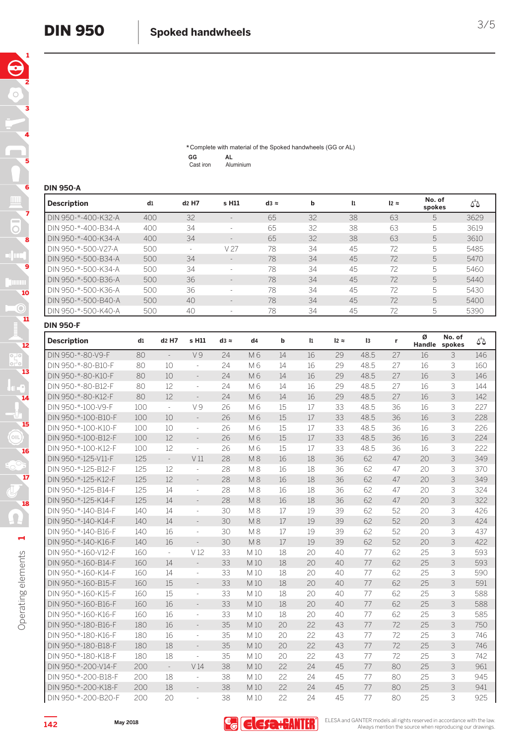*Complete with material of the Spoked handwheels (GG or AL)

| GG | AL |
|---|---|
| Cast iron | Aluminium |

### DIN 950-A

| Description | d1 | d2 H7 | s H11 | d3 ≈ | b | l1 | l2 ≈ | No. of spokes | ⚖ |
|---|---|---|---|---|---|---|---|---|---|
| DIN 950-*-400-K32-A | 400 | 32 | - | 65 | 32 | 38 | 63 | 5 | 3629 |
| DIN 950-*-400-B34-A | 400 | 34 | - | 65 | 32 | 38 | 63 | 5 | 3619 |
| DIN 950-*-400-K34-A | 400 | 34 | - | 65 | 32 | 38 | 63 | 5 | 3610 |
| DIN 950-*-500-V27-A | 500 | - | V 27 | 78 | 34 | 45 | 72 | 5 | 5485 |
| DIN 950-*-500-B34-A | 500 | 34 | - | 78 | 34 | 45 | 72 | 5 | 5470 |
| DIN 950-*-500-K34-A | 500 | 34 | - | 78 | 34 | 45 | 72 | 5 | 5460 |
| DIN 950-*-500-B36-A | 500 | 36 | - | 78 | 34 | 45 | 72 | 5 | 5440 |
| DIN 950-*-500-K36-A | 500 | 36 | - | 78 | 34 | 45 | 72 | 5 | 5430 |
| DIN 950-*-500-B40-A | 500 | 40 | - | 78 | 34 | 45 | 72 | 5 | 5400 |
| DIN 950-*-500-K40-A | 500 | 40 | - | 78 | 34 | 45 | 72 | 5 | 5390 |

### DIN 950-F

| Description | d1 | d2 H7 | s H11 | d3 ≈ | d4 | b | l1 | l2 ≈ | l3 | r | Ø Handle | No. of spokes | ⚖ |
|---|---|---|---|---|---|---|---|---|---|---|---|---|---|
| DIN 950-*-80-V9-F | 80 | - | V 9 | 24 | M 6 | 14 | 16 | 29 | 48.5 | 27 | 16 | 3 | 146 |
| DIN 950-*-80-B10-F | 80 | 10 | - | 24 | M 6 | 14 | 16 | 29 | 48.5 | 27 | 16 | 3 | 160 |
| DIN 950-*-80-K10-F | 80 | 10 | - | 24 | M 6 | 14 | 16 | 29 | 48.5 | 27 | 16 | 3 | 146 |
| DIN 950-*-80-B12-F | 80 | 12 | - | 24 | M 6 | 14 | 16 | 29 | 48.5 | 27 | 16 | 3 | 144 |
| DIN 950-*-80-K12-F | 80 | 12 | - | 24 | M 6 | 14 | 16 | 29 | 48.5 | 27 | 16 | 3 | 142 |
| DIN 950-*-100-V9-F | 100 | - | V 9 | 26 | M 6 | 15 | 17 | 33 | 48.5 | 36 | 16 | 3 | 227 |
| DIN 950-*-100-B10-F | 100 | 10 | - | 26 | M 6 | 15 | 17 | 33 | 48.5 | 36 | 16 | 3 | 228 |
| DIN 950-*-100-K10-F | 100 | 10 | - | 26 | M 6 | 15 | 17 | 33 | 48.5 | 36 | 16 | 3 | 226 |
| DIN 950-*-100-B12-F | 100 | 12 | - | 26 | M 6 | 15 | 17 | 33 | 48.5 | 36 | 16 | 3 | 224 |
| DIN 950-*-100-K12-F | 100 | 12 | - | 26 | M 6 | 15 | 17 | 33 | 48.5 | 36 | 16 | 3 | 222 |
| DIN 950-*-125-V11-F | 125 | - | V 11 | 28 | M 8 | 16 | 18 | 36 | 62 | 47 | 20 | 3 | 349 |
| DIN 950-*-125-B12-F | 125 | 12 | - | 28 | M 8 | 16 | 18 | 36 | 62 | 47 | 20 | 3 | 370 |
| DIN 950-*-125-K12-F | 125 | 12 | - | 28 | M 8 | 16 | 18 | 36 | 62 | 47 | 20 | 3 | 349 |
| DIN 950-*-125-B14-F | 125 | 14 | - | 28 | M 8 | 16 | 18 | 36 | 62 | 47 | 20 | 3 | 324 |
| DIN 950-*-125-K14-F | 125 | 14 | - | 28 | M 8 | 16 | 18 | 36 | 62 | 47 | 20 | 3 | 322 |
| DIN 950-*-140-B14-F | 140 | 14 | - | 30 | M 8 | 17 | 19 | 39 | 62 | 52 | 20 | 3 | 426 |
| DIN 950-*-140-K14-F | 140 | 14 | - | 30 | M 8 | 17 | 19 | 39 | 62 | 52 | 20 | 3 | 424 |
| DIN 950-*-140-B16-F | 140 | 16 | - | 30 | M 8 | 17 | 19 | 39 | 62 | 52 | 20 | 3 | 437 |
| DIN 950-*-140-K16-F | 140 | 16 | - | 30 | M 8 | 17 | 19 | 39 | 62 | 52 | 20 | 3 | 422 |
| DIN 950-*-160-V12-F | 160 | - | V 12 | 33 | M 10 | 18 | 20 | 40 | 77 | 62 | 25 | 3 | 593 |
| DIN 950-*-160-B14-F | 160 | 14 | - | 33 | M 10 | 18 | 20 | 40 | 77 | 62 | 25 | 3 | 593 |
| DIN 950-*-160-K14-F | 160 | 14 | - | 33 | M 10 | 18 | 20 | 40 | 77 | 62 | 25 | 3 | 590 |
| DIN 950-*-160-B15-F | 160 | 15 | - | 33 | M 10 | 18 | 20 | 40 | 77 | 62 | 25 | 3 | 591 |
| DIN 950-*-160-K15-F | 160 | 15 | - | 33 | M 10 | 18 | 20 | 40 | 77 | 62 | 25 | 3 | 588 |
| DIN 950-*-160-B16-F | 160 | 16 | - | 33 | M 10 | 18 | 20 | 40 | 77 | 62 | 25 | 3 | 588 |
| DIN 950-*-160-K16-F | 160 | 16 | - | 33 | M 10 | 18 | 20 | 40 | 77 | 62 | 25 | 3 | 585 |
| DIN 950-*-180-B16-F | 180 | 16 | - | 35 | M 10 | 20 | 22 | 43 | 77 | 72 | 25 | 3 | 750 |
| DIN 950-*-180-K16-F | 180 | 16 | - | 35 | M 10 | 20 | 22 | 43 | 77 | 72 | 25 | 3 | 746 |
| DIN 950-*-180-B18-F | 180 | 18 | - | 35 | M 10 | 20 | 22 | 43 | 77 | 72 | 25 | 3 | 746 |
| DIN 950-*-180-K18-F | 180 | 18 | - | 35 | M 10 | 20 | 22 | 43 | 77 | 72 | 25 | 3 | 742 |
| DIN 950-*-200-V14-F | 200 | - | V 14 | 38 | M 10 | 22 | 24 | 45 | 77 | 80 | 25 | 3 | 961 |
| DIN 950-*-200-B18-F | 200 | 18 | - | 38 | M 10 | 22 | 24 | 45 | 77 | 80 | 25 | 3 | 945 |
| DIN 950-*-200-K18-F | 200 | 18 | - | 38 | M 10 | 22 | 24 | 45 | 77 | 80 | 25 | 3 | 941 |
| DIN 950-*-200-B20-F | 200 | 20 | - | 38 | M 10 | 22 | 24 | 45 | 77 | 80 | 25 | 3 | 925 |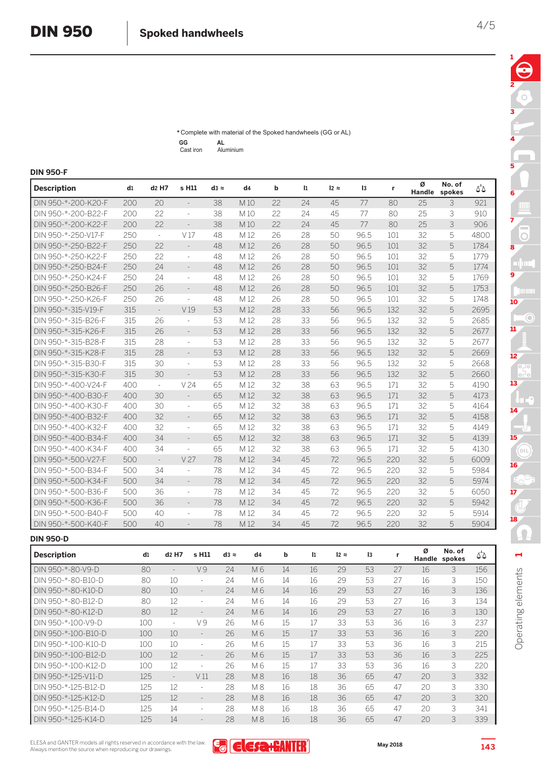# DIN 950 Spoked handwheels

*Complete with material of the Spoked handwheels (GG or AL)

| GG | AL |
|---|---|
| Cast iron | Aluminium |

## DIN 950-F

| Description | d1 | d2 H7 | s H11 | d3 ≈ | d4 | b | l1 | l2 ≈ | l3 | r | Ø Handle | No. of spokes | ⚖ |
|---|---|---|---|---|---|---|---|---|---|---|---|---|---|
| DIN 950-*-200-K20-F | 200 | 20 | - | 38 | M 10 | 22 | 24 | 45 | 77 | 80 | 25 | 3 | 921 |
| DIN 950-*-200-B22-F | 200 | 22 | - | 38 | M 10 | 22 | 24 | 45 | 77 | 80 | 25 | 3 | 910 |
| DIN 950-*-200-K22-F | 200 | 22 | - | 38 | M 10 | 22 | 24 | 45 | 77 | 80 | 25 | 3 | 906 |
| DIN 950-*-250-V17-F | 250 | - | V 17 | 48 | M 12 | 26 | 28 | 50 | 96.5 | 101 | 32 | 5 | 4800 |
| DIN 950-*-250-B22-F | 250 | 22 | - | 48 | M 12 | 26 | 28 | 50 | 96.5 | 101 | 32 | 5 | 1784 |
| DIN 950-*-250-K22-F | 250 | 22 | - | 48 | M 12 | 26 | 28 | 50 | 96.5 | 101 | 32 | 5 | 1779 |
| DIN 950-*-250-B24-F | 250 | 24 | - | 48 | M 12 | 26 | 28 | 50 | 96.5 | 101 | 32 | 5 | 1774 |
| DIN 950-*-250-K24-F | 250 | 24 | - | 48 | M 12 | 26 | 28 | 50 | 96.5 | 101 | 32 | 5 | 1769 |
| DIN 950-*-250-B26-F | 250 | 26 | - | 48 | M 12 | 26 | 28 | 50 | 96.5 | 101 | 32 | 5 | 1753 |
| DIN 950-*-250-K26-F | 250 | 26 | - | 48 | M 12 | 26 | 28 | 50 | 96.5 | 101 | 32 | 5 | 1748 |
| DIN 950-*-315-V19-F | 315 | - | V 19 | 53 | M 12 | 28 | 33 | 56 | 96.5 | 132 | 32 | 5 | 2695 |
| DIN 950-*-315-B26-F | 315 | 26 | - | 53 | M 12 | 28 | 33 | 56 | 96.5 | 132 | 32 | 5 | 2685 |
| DIN 950-*-315-K26-F | 315 | 26 | - | 53 | M 12 | 28 | 33 | 56 | 96.5 | 132 | 32 | 5 | 2677 |
| DIN 950-*-315-B28-F | 315 | 28 | - | 53 | M 12 | 28 | 33 | 56 | 96.5 | 132 | 32 | 5 | 2677 |
| DIN 950-*-315-K28-F | 315 | 28 | - | 53 | M 12 | 28 | 33 | 56 | 96.5 | 132 | 32 | 5 | 2669 |
| DIN 950-*-315-B30-F | 315 | 30 | - | 53 | M 12 | 28 | 33 | 56 | 96.5 | 132 | 32 | 5 | 2668 |
| DIN 950-*-315-K30-F | 315 | 30 | - | 53 | M 12 | 28 | 33 | 56 | 96.5 | 132 | 32 | 5 | 2660 |
| DIN 950-*-400-V24-F | 400 | - | V 24 | 65 | M 12 | 32 | 38 | 63 | 96.5 | 171 | 32 | 5 | 4190 |
| DIN 950-*-400-B30-F | 400 | 30 | - | 65 | M 12 | 32 | 38 | 63 | 96.5 | 171 | 32 | 5 | 4173 |
| DIN 950-*-400-K30-F | 400 | 30 | - | 65 | M 12 | 32 | 38 | 63 | 96.5 | 171 | 32 | 5 | 4164 |
| DIN 950-*-400-B32-F | 400 | 32 | - | 65 | M 12 | 32 | 38 | 63 | 96.5 | 171 | 32 | 5 | 4158 |
| DIN 950-*-400-K32-F | 400 | 32 | - | 65 | M 12 | 32 | 38 | 63 | 96.5 | 171 | 32 | 5 | 4149 |
| DIN 950-*-400-B34-F | 400 | 34 | - | 65 | M 12 | 32 | 38 | 63 | 96.5 | 171 | 32 | 5 | 4139 |
| DIN 950-*-400-K34-F | 400 | 34 | - | 65 | M 12 | 32 | 38 | 63 | 96.5 | 171 | 32 | 5 | 4130 |
| DIN 950-*-500-V27-F | 500 | - | V 27 | 78 | M 12 | 34 | 45 | 72 | 96.5 | 220 | 32 | 5 | 6009 |
| DIN 950-*-500-B34-F | 500 | 34 | - | 78 | M 12 | 34 | 45 | 72 | 96.5 | 220 | 32 | 5 | 5984 |
| DIN 950-*-500-K34-F | 500 | 34 | - | 78 | M 12 | 34 | 45 | 72 | 96.5 | 220 | 32 | 5 | 5974 |
| DIN 950-*-500-B36-F | 500 | 36 | - | 78 | M 12 | 34 | 45 | 72 | 96.5 | 220 | 32 | 5 | 6050 |
| DIN 950-*-500-K36-F | 500 | 36 | - | 78 | M 12 | 34 | 45 | 72 | 96.5 | 220 | 32 | 5 | 5942 |
| DIN 950-*-500-B40-F | 500 | 40 | - | 78 | M 12 | 34 | 45 | 72 | 96.5 | 220 | 32 | 5 | 5914 |
| DIN 950-*-500-K40-F | 500 | 40 | - | 78 | M 12 | 34 | 45 | 72 | 96.5 | 220 | 32 | 5 | 5904 |

## DIN 950-D

| Description | d1 | d2 H7 | s H11 | d3 ≈ | d4 | b | l1 | l2 ≈ | l3 | r | Ø Handle | No. of spokes | ⚖ |
|---|---|---|---|---|---|---|---|---|---|---|---|---|---|
| DIN 950-*-80-V9-D | 80 | - | V 9 | 24 | M 6 | 14 | 16 | 29 | 53 | 27 | 16 | 3 | 156 |
| DIN 950-*-80-B10-D | 80 | 10 | - | 24 | M 6 | 14 | 16 | 29 | 53 | 27 | 16 | 3 | 150 |
| DIN 950-*-80-K10-D | 80 | 10 | - | 24 | M 6 | 14 | 16 | 29 | 53 | 27 | 16 | 3 | 136 |
| DIN 950-*-80-B12-D | 80 | 12 | - | 24 | M 6 | 14 | 16 | 29 | 53 | 27 | 16 | 3 | 134 |
| DIN 950-*-80-K12-D | 80 | 12 | - | 24 | M 6 | 14 | 16 | 29 | 53 | 27 | 16 | 3 | 130 |
| DIN 950-*-100-V9-D | 100 | - | V 9 | 26 | M 6 | 15 | 17 | 33 | 53 | 36 | 16 | 3 | 237 |
| DIN 950-*-100-B10-D | 100 | 10 | - | 26 | M 6 | 15 | 17 | 33 | 53 | 36 | 16 | 3 | 220 |
| DIN 950-*-100-K10-D | 100 | 10 | - | 26 | M 6 | 15 | 17 | 33 | 53 | 36 | 16 | 3 | 215 |
| DIN 950-*-100-B12-D | 100 | 12 | - | 26 | M 6 | 15 | 17 | 33 | 53 | 36 | 16 | 3 | 225 |
| DIN 950-*-100-K12-D | 100 | 12 | - | 26 | M 6 | 15 | 17 | 33 | 53 | 36 | 16 | 3 | 220 |
| DIN 950-*-125-V11-D | 125 | - | V 11 | 28 | M 8 | 16 | 18 | 36 | 65 | 47 | 20 | 3 | 332 |
| DIN 950-*-125-B12-D | 125 | 12 | - | 28 | M 8 | 16 | 18 | 36 | 65 | 47 | 20 | 3 | 330 |
| DIN 950-*-125-K12-D | 125 | 12 | - | 28 | M 8 | 16 | 18 | 36 | 65 | 47 | 20 | 3 | 320 |
| DIN 950-*-125-B14-D | 125 | 14 | - | 28 | M 8 | 16 | 18 | 36 | 65 | 47 | 20 | 3 | 341 |
| DIN 950-*-125-K14-D | 125 | 14 | - | 28 | M 8 | 16 | 18 | 36 | 65 | 47 | 20 | 3 | 339 |

ELESA and GANTER models all rights reserved in accordance with the law. Always mention the source when reproducing our drawings.

May 2018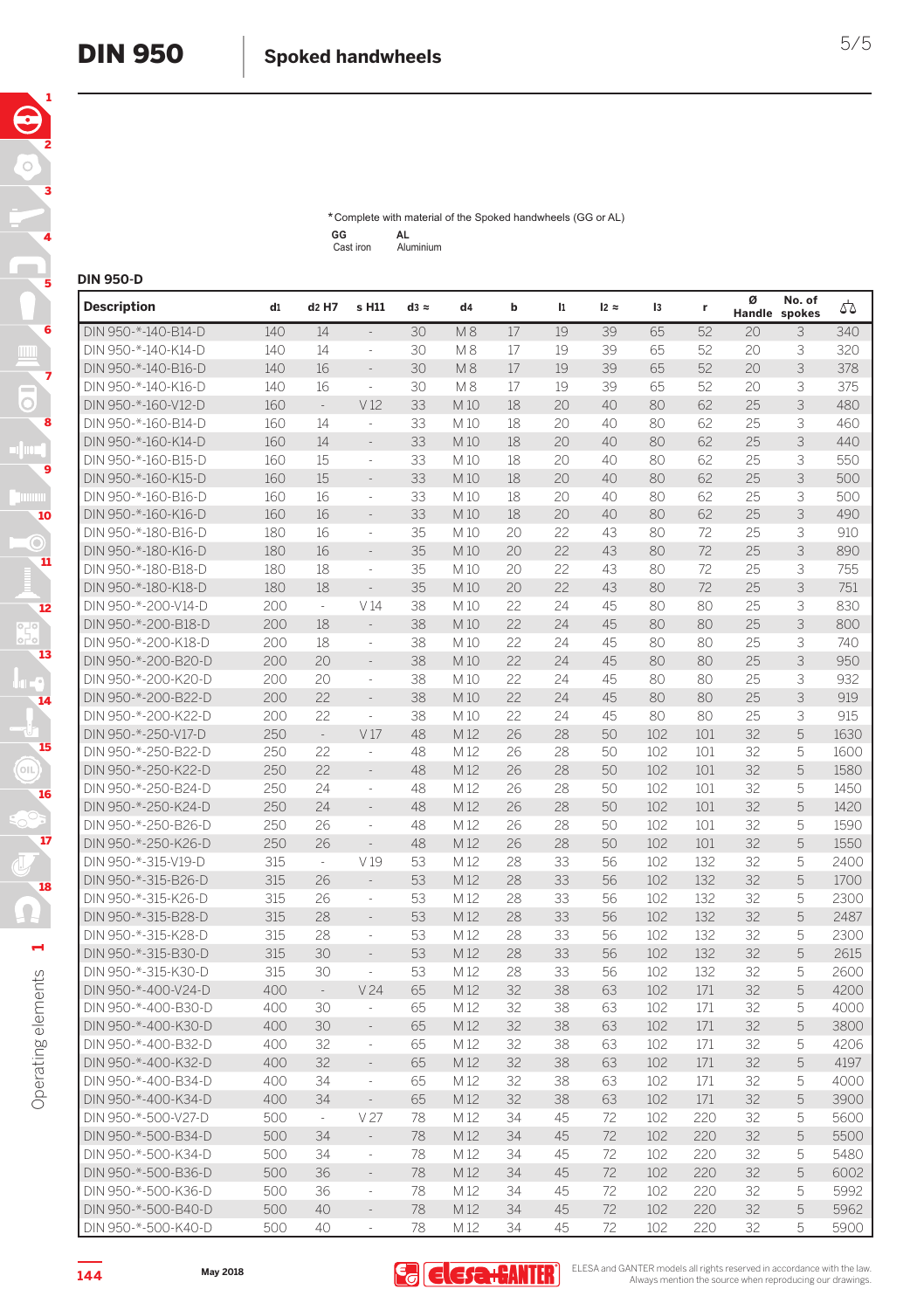*Complete with material of the Spoked handwheels (GG or AL)

| GG | AL |
|---|---|
| Cast iron | Aluminium |

**DIN 950-D**

| Description | d1 | d2 H7 | s H11 | d3 ≈ | d4 | b | l1 | l2 ≈ | l3 | r | Ø Handle | No. of spokes | ⚖ |
|---|---|---|---|---|---|---|---|---|---|---|---|---|---|
| DIN 950-*-140-B14-D | 140 | 14 | - | 30 | M 8 | 17 | 19 | 39 | 65 | 52 | 20 | 3 | 340 |
| DIN 950-*-140-K14-D | 140 | 14 | - | 30 | M 8 | 17 | 19 | 39 | 65 | 52 | 20 | 3 | 320 |
| DIN 950-*-140-B16-D | 140 | 16 | - | 30 | M 8 | 17 | 19 | 39 | 65 | 52 | 20 | 3 | 378 |
| DIN 950-*-140-K16-D | 140 | 16 | - | 30 | M 8 | 17 | 19 | 39 | 65 | 52 | 20 | 3 | 375 |
| DIN 950-*-160-V12-D | 160 | - | V 12 | 33 | M 10 | 18 | 20 | 40 | 80 | 62 | 25 | 3 | 480 |
| DIN 950-*-160-B14-D | 160 | 14 | - | 33 | M 10 | 18 | 20 | 40 | 80 | 62 | 25 | 3 | 460 |
| DIN 950-*-160-K14-D | 160 | 14 | - | 33 | M 10 | 18 | 20 | 40 | 80 | 62 | 25 | 3 | 440 |
| DIN 950-*-160-B15-D | 160 | 15 | - | 33 | M 10 | 18 | 20 | 40 | 80 | 62 | 25 | 3 | 550 |
| DIN 950-*-160-K15-D | 160 | 15 | - | 33 | M 10 | 18 | 20 | 40 | 80 | 62 | 25 | 3 | 500 |
| DIN 950-*-160-B16-D | 160 | 16 | - | 33 | M 10 | 18 | 20 | 40 | 80 | 62 | 25 | 3 | 500 |
| DIN 950-*-160-K16-D | 160 | 16 | - | 33 | M 10 | 18 | 20 | 40 | 80 | 62 | 25 | 3 | 490 |
| DIN 950-*-180-B16-D | 180 | 16 | - | 35 | M 10 | 20 | 22 | 43 | 80 | 72 | 25 | 3 | 910 |
| DIN 950-*-180-K16-D | 180 | 16 | - | 35 | M 10 | 20 | 22 | 43 | 80 | 72 | 25 | 3 | 890 |
| DIN 950-*-180-B18-D | 180 | 18 | - | 35 | M 10 | 20 | 22 | 43 | 80 | 72 | 25 | 3 | 755 |
| DIN 950-*-180-K18-D | 180 | 18 | - | 35 | M 10 | 20 | 22 | 43 | 80 | 72 | 25 | 3 | 751 |
| DIN 950-*-200-V14-D | 200 | - | V 14 | 38 | M 10 | 22 | 24 | 45 | 80 | 80 | 25 | 3 | 830 |
| DIN 950-*-200-B18-D | 200 | 18 | - | 38 | M 10 | 22 | 24 | 45 | 80 | 80 | 25 | 3 | 800 |
| DIN 950-*-200-K18-D | 200 | 18 | - | 38 | M 10 | 22 | 24 | 45 | 80 | 80 | 25 | 3 | 740 |
| DIN 950-*-200-B20-D | 200 | 20 | - | 38 | M 10 | 22 | 24 | 45 | 80 | 80 | 25 | 3 | 950 |
| DIN 950-*-200-K20-D | 200 | 20 | - | 38 | M 10 | 22 | 24 | 45 | 80 | 80 | 25 | 3 | 932 |
| DIN 950-*-200-B22-D | 200 | 22 | - | 38 | M 10 | 22 | 24 | 45 | 80 | 80 | 25 | 3 | 919 |
| DIN 950-*-200-K22-D | 200 | 22 | - | 38 | M 10 | 22 | 24 | 45 | 80 | 80 | 25 | 3 | 915 |
| DIN 950-*-250-V17-D | 250 | - | V 17 | 48 | M 12 | 26 | 28 | 50 | 102 | 101 | 32 | 5 | 1630 |
| DIN 950-*-250-B22-D | 250 | 22 | - | 48 | M 12 | 26 | 28 | 50 | 102 | 101 | 32 | 5 | 1600 |
| DIN 950-*-250-K22-D | 250 | 22 | - | 48 | M 12 | 26 | 28 | 50 | 102 | 101 | 32 | 5 | 1580 |
| DIN 950-*-250-B24-D | 250 | 24 | - | 48 | M 12 | 26 | 28 | 50 | 102 | 101 | 32 | 5 | 1450 |
| DIN 950-*-250-K24-D | 250 | 24 | - | 48 | M 12 | 26 | 28 | 50 | 102 | 101 | 32 | 5 | 1420 |
| DIN 950-*-250-B26-D | 250 | 26 | - | 48 | M 12 | 26 | 28 | 50 | 102 | 101 | 32 | 5 | 1590 |
| DIN 950-*-250-K26-D | 250 | 26 | - | 48 | M 12 | 26 | 28 | 50 | 102 | 101 | 32 | 5 | 1550 |
| DIN 950-*-315-V19-D | 315 | - | V 19 | 53 | M 12 | 28 | 33 | 56 | 102 | 132 | 32 | 5 | 2400 |
| DIN 950-*-315-B26-D | 315 | 26 | - | 53 | M 12 | 28 | 33 | 56 | 102 | 132 | 32 | 5 | 1700 |
| DIN 950-*-315-K26-D | 315 | 26 | - | 53 | M 12 | 28 | 33 | 56 | 102 | 132 | 32 | 5 | 2300 |
| DIN 950-*-315-B28-D | 315 | 28 | - | 53 | M 12 | 28 | 33 | 56 | 102 | 132 | 32 | 5 | 2487 |
| DIN 950-*-315-K28-D | 315 | 28 | - | 53 | M 12 | 28 | 33 | 56 | 102 | 132 | 32 | 5 | 2300 |
| DIN 950-*-315-B30-D | 315 | 30 | - | 53 | M 12 | 28 | 33 | 56 | 102 | 132 | 32 | 5 | 2615 |
| DIN 950-*-315-K30-D | 315 | 30 | - | 53 | M 12 | 28 | 33 | 56 | 102 | 132 | 32 | 5 | 2600 |
| DIN 950-*-400-V24-D | 400 | - | V 24 | 65 | M 12 | 32 | 38 | 63 | 102 | 171 | 32 | 5 | 4200 |
| DIN 950-*-400-B30-D | 400 | 30 | - | 65 | M 12 | 32 | 38 | 63 | 102 | 171 | 32 | 5 | 4000 |
| DIN 950-*-400-K30-D | 400 | 30 | - | 65 | M 12 | 32 | 38 | 63 | 102 | 171 | 32 | 5 | 3800 |
| DIN 950-*-400-B32-D | 400 | 32 | - | 65 | M 12 | 32 | 38 | 63 | 102 | 171 | 32 | 5 | 4206 |
| DIN 950-*-400-K32-D | 400 | 32 | - | 65 | M 12 | 32 | 38 | 63 | 102 | 171 | 32 | 5 | 4197 |
| DIN 950-*-400-B34-D | 400 | 34 | - | 65 | M 12 | 32 | 38 | 63 | 102 | 171 | 32 | 5 | 4000 |
| DIN 950-*-400-K34-D | 400 | 34 | - | 65 | M 12 | 32 | 38 | 63 | 102 | 171 | 32 | 5 | 3900 |
| DIN 950-*-500-V27-D | 500 | - | V 27 | 78 | M 12 | 34 | 45 | 72 | 102 | 220 | 32 | 5 | 5600 |
| DIN 950-*-500-B34-D | 500 | 34 | - | 78 | M 12 | 34 | 45 | 72 | 102 | 220 | 32 | 5 | 5500 |
| DIN 950-*-500-K34-D | 500 | 34 | - | 78 | M 12 | 34 | 45 | 72 | 102 | 220 | 32 | 5 | 5480 |
| DIN 950-*-500-B36-D | 500 | 36 | - | 78 | M 12 | 34 | 45 | 72 | 102 | 220 | 32 | 5 | 6002 |
| DIN 950-*-500-K36-D | 500 | 36 | - | 78 | M 12 | 34 | 45 | 72 | 102 | 220 | 32 | 5 | 5992 |
| DIN 950-*-500-B40-D | 500 | 40 | - | 78 | M 12 | 34 | 45 | 72 | 102 | 220 | 32 | 5 | 5962 |
| DIN 950-*-500-K40-D | 500 | 40 | - | 78 | M 12 | 34 | 45 | 72 | 102 | 220 | 32 | 5 | 5900 |

ELESA and GANTER models all rights reserved in accordance with the law. Always mention the source when reproducing our drawings.